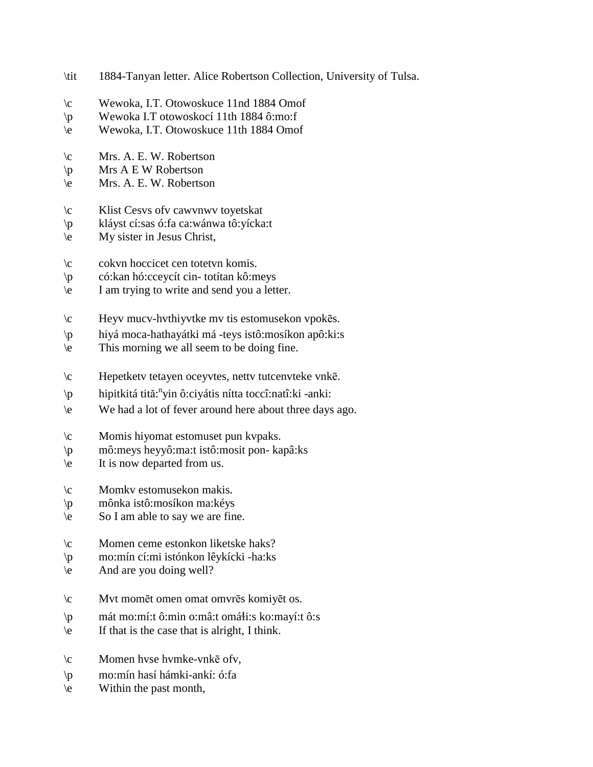\tit 1884-Tanyan letter. Alice Robertson Collection, University of Tulsa.

\c Wewoka, I.T. Otowoskuce 11nd 1884 Omof
\p Wewoka I.T otowoskocí 11th 1884 ô:mo:f
\e Wewoka, I.T. Otowoskuce 11th 1884 Omof

\c Mrs. A. E. W. Robertson
\p Mrs A E W Robertson
\e Mrs. A. E. W. Robertson

\c Klist Cesvs ofv cawvnwv toyetskat
\p kláyst cí:sas ó:fa ca:wánwa tô:yícka:t
\e My sister in Jesus Christ,

\c cokvn hoccicet cen totetvn komis.
\p có:kan hó:cceycít cin- totítan kô:meys
\e I am trying to write and send you a letter.

\c Heyv mucv-hvthiyvtke mv tis estomusekon vpokēs.
\p hiyá moca-hathayátki má -teys istô:mosíkon apô:ki:s
\e This morning we all seem to be doing fine.

\c Hepetketv tetayen oceyvtes, nettv tutcenvteke vnkē.
\p hipitkitá titǎ:nyin ô:ciyátis nítta toccî:natî:ki -anki:
\e We had a lot of fever around here about three days ago.

\c Momis hiyomat estomuset pun kvpaks.
\p mô:meys heyyô:ma:t istô:mosit pon- kapâ:ks
\e It is now departed from us.

\c Momkv estomusekon makis.
\p mônka istô:mosíkon ma:kéys
\e So I am able to say we are fine.

\c Momen ceme estonkon liketske haks?
\p mo:mín cí:mi istónkon lêykícki -ha:ks
\e And are you doing well?

\c Mvt momēt omen omat omvrēs komiyēt os.
\p mát mo:mí:t ô:min o:mâ:t omáłi:s ko:mayí:t ô:s
\e If that is the case that is alright, I think.

\c Momen hvse hvmke-vnkē ofv,
\p mo:mín hasí hámki-ankí: ó:fa
\e Within the past month,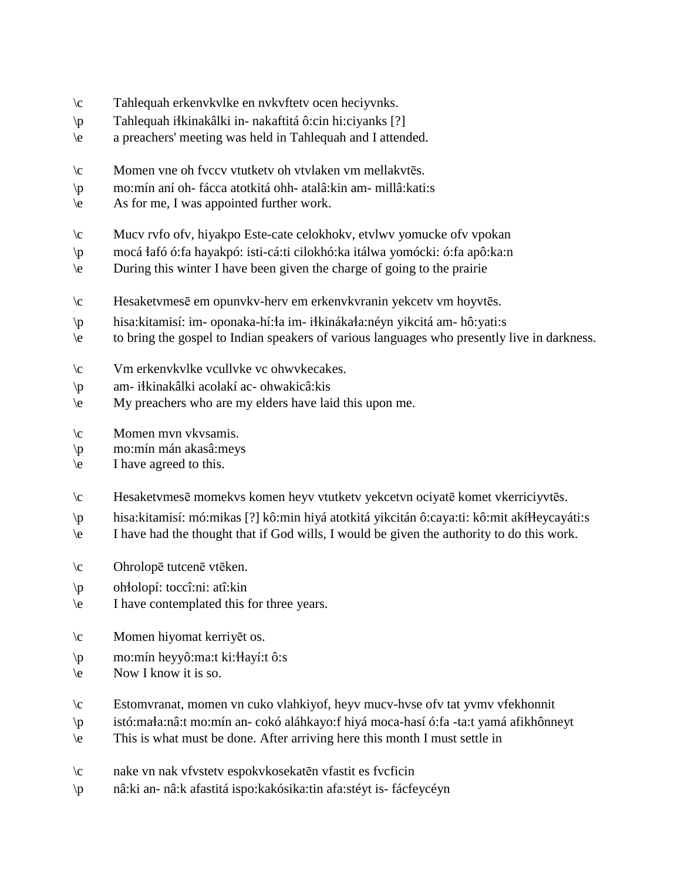\c	Tahlequah erkenvkvlke en nvkvftetv ocen heciyvnks.
\p	Tahlequah iłkinakâlki in- nakaftitá ô:cin hi:ciyanks [?]
\e	a preachers' meeting was held in Tahlequah and I attended.

\c	Momen vne oh fvccv vtutketv oh vtvlaken vm mellakvtēs.
\p	mo:mín aní oh- fácca atotkitá ohh- atalâ:kin am- millâ:kati:s
\e	As for me, I was appointed further work.

\c	Mucv rvfo ofv, hiyakpo Este-cate celokhokv, etvlwv yomucke ofv vpokan
\p	mocá łafó ó:fa hayakpó: isti-cá:ti cilokhó:ka itálwa yomócki: ó:fa apô:ka:n
\e	During this winter I have been given the charge of going to the prairie

\c	Hesaketvmesē em opunvkv-herv em erkenvkvranin yekcetv vm hoyvtēs.
\p	hisa:kitamisí: im- oponaka-hí:ła im- iłkinákała:néyn yikcitá am- hô:yati:s
\e	to bring the gospel to Indian speakers of various languages who presently live in darkness.

\c	Vm erkenvkvlke vcullvke vc ohwvkecakes.
\p	am- iłkinakâlki acolakí ac- ohwakicâ:kis
\e	My preachers who are my elders have laid this upon me.

\c	Momen mvn vkvsamis.
\p	mo:mín mán akasâ:meys
\e	I have agreed to this.

\c	Hesaketvmesē momekvs komen heyv vtutketv yekcetvn ociyatē komet vkerriciyvtēs.
\p	hisa:kitamisí: mó:mikas [?] kô:min hiyá atotkitá yikcitán ô:caya:ti: kô:mit akíłłeycayáti:s
\e	I have had the thought that if God wills, I would be given the authority to do this work.

\c	Ohrolopē tutcenē vtēken.
\p	ohłolopí: toccî:ni: atî:kin
\e	I have contemplated this for three years.

\c	Momen hiyomat kerriyēt os.
\p	mo:mín heyyô:ma:t ki:łłayí:t ô:s
\e	Now I know it is so.

\c	Estomvranat, momen vn cuko vlahkiyof, heyv mucv-hvse ofv tat yvmv vfekhonnit
\p	istó:mała:nâ:t mo:mín an- cokó aláhkayo:f hiyá moca-hasí ó:fa -ta:t yamá afikhônneyt
\e	This is what must be done. After arriving here this month I must settle in

\c	nake vn nak vfvstetv espokvkosekatēn vfastit es fvcficin
\p	nâ:ki an- nâ:k afastitá ispo:kakósika:tin afa:stéyt is- fácfeycéyn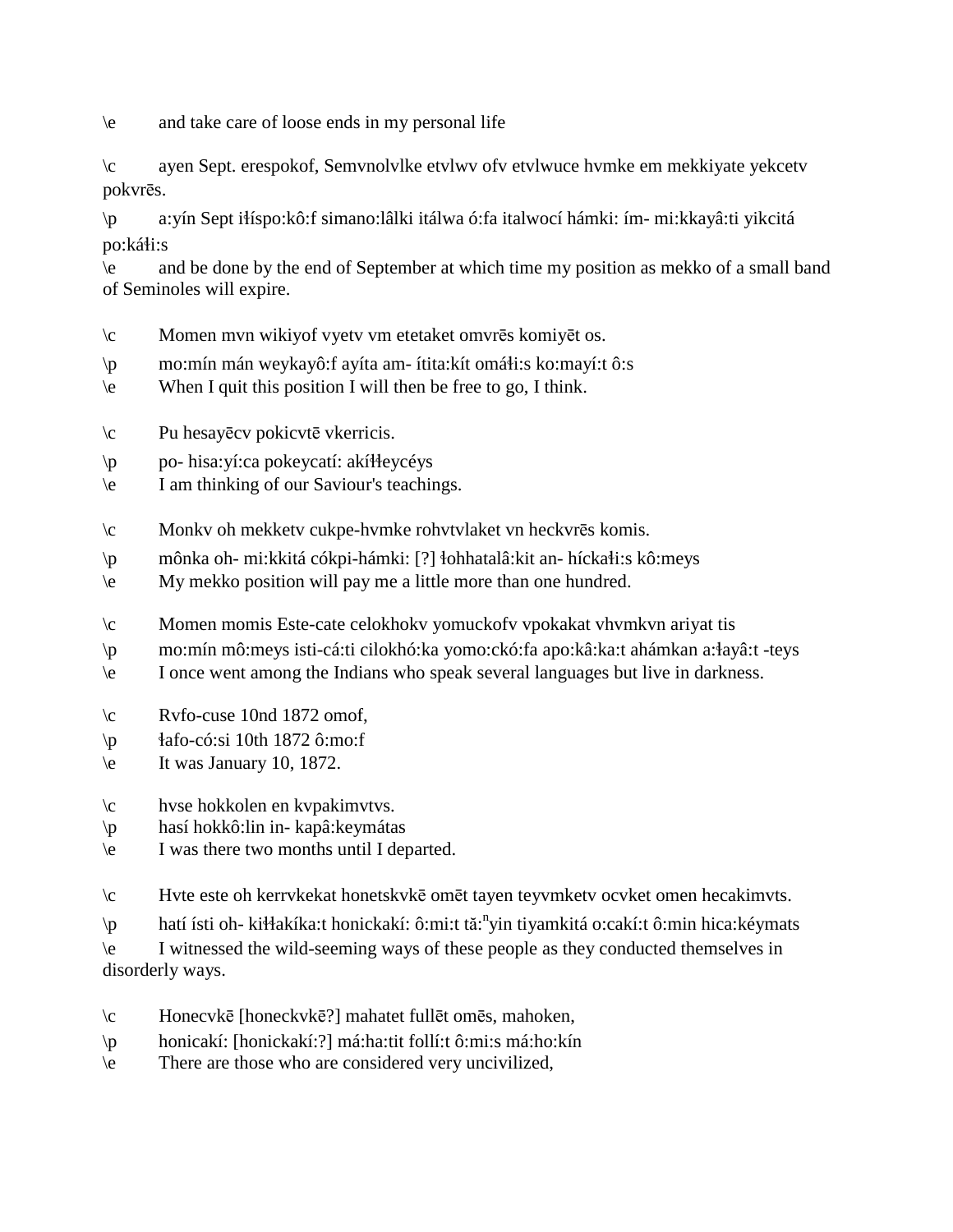\e	and take care of loose ends in my personal life

\c	ayen Sept. erespokof, Semvnolvlke etvlwv ofv etvlwuce hvmke em mekkiyate yekcetv pokvrēs.

\p	a:yín Sept iɬíspo:kô:f simano:lâlki itálwa ó:fa italwocí hámki: ím- mi:kkayâ:ti yikcitá po:káɬi:s

\e	and be done by the end of September at which time my position as mekko of a small band of Seminoles will expire.

\c	Momen mvn wikiyof vyetv vm etetaket omvrēs komiyēt os.

\p	mo:mín mán weykayô:f ayíta am- ítita:kít omáɬi:s ko:mayí:t ô:s

\e	When I quit this position I will then be free to go, I think.

\c	Pu hesayēcv pokicvtē vkerricis.

\p	po- hisa:yí:ca pokeycatí: akíɬɬeycéys

\e	I am thinking of our Saviour's teachings.

\c	Monkv oh mekketv cukpe-hvmke rohvtvlaket vn heckvrēs komis.

\p	mônka oh- mi:kkitá cókpi-hámki: [?] ɬohhatalâ:kit an- híckaɬi:s kô:meys

\e	My mekko position will pay me a little more than one hundred.

\c	Momen momis Este-cate celokhokv yomuckofv vpokakat vhvmkvn ariyat tis

\p	mo:mín mô:meys isti-cá:ti cilokhó:ka yomo:ckó:fa apo:kâ:ka:t ahámkan a:ɬayâ:t -teys

\e	I once went among the Indians who speak several languages but live in darkness.

\c	Rvfo-cuse 10nd 1872 omof,

\p	ɬafo-có:si 10th 1872 ô:mo:f

\e	It was January 10, 1872.

\c	hvse hokkolen en kvpakimvtvs.

\p	hasí hokkô:lin in- kapâ:keymátas

\e	I was there two months until I departed.

\c	Hvte este oh kerrvkekat honetskvkē omēt tayen teyvmketv ocvket omen hecakimvts.

\p	hatí ísti oh- kiɬɬakíka:t honickakí: ô:mi:t tă:ⁿyin tiyamkitá o:cakí:t ô:min hica:kéymats

\e	I witnessed the wild-seeming ways of these people as they conducted themselves in disorderly ways.

\c	Honecvkē [honeckvkē?] mahatet fullēt omēs, mahoken,

\p	honicakí: [honickakí:?] má:ha:tit follí:t ô:mi:s má:ho:kín

\e	There are those who are considered very uncivilized,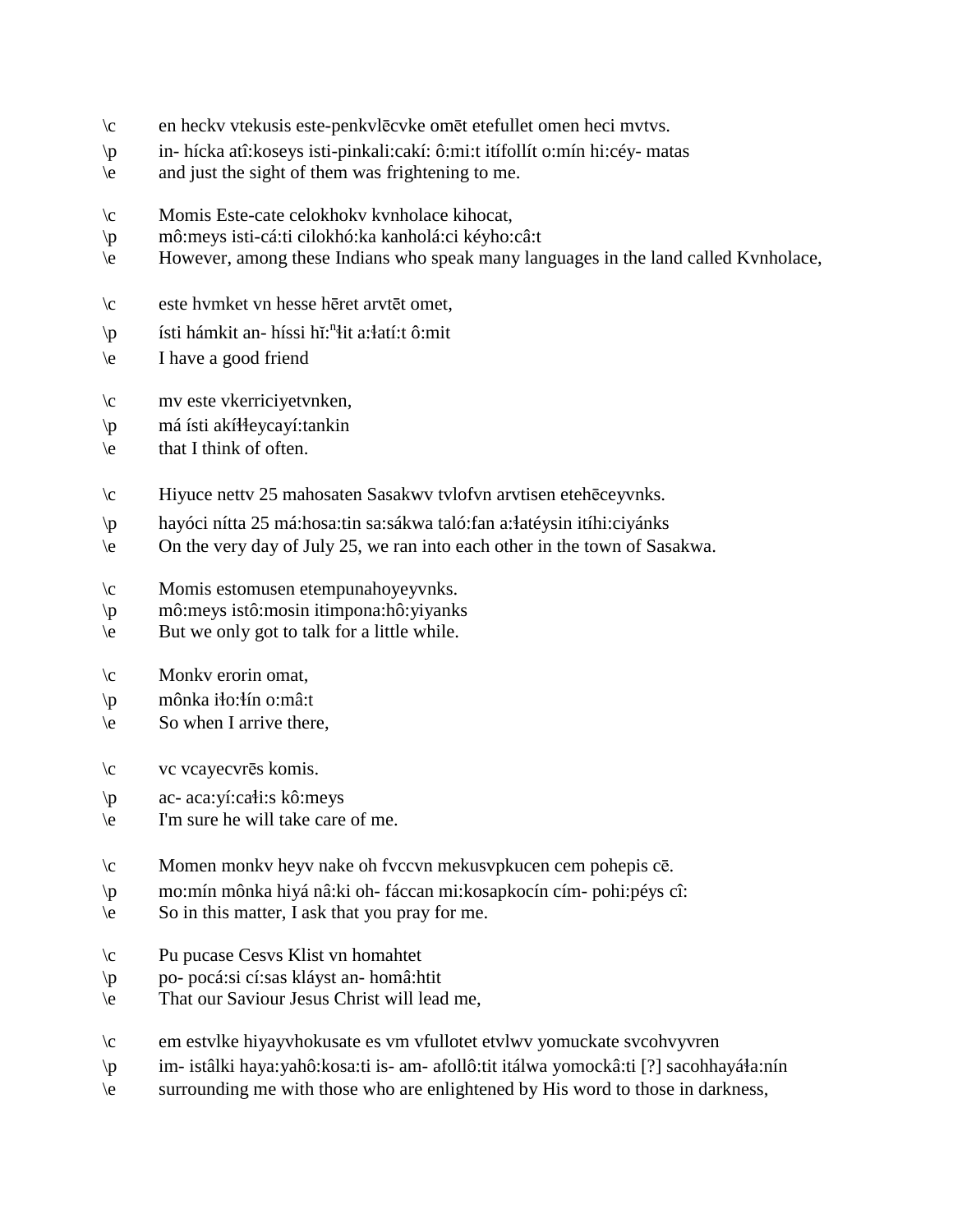\c en heckv vtekusis este-penkvlēcvke omēt etefullet omen heci mvtvs.
\p in- hícka atî:koseys isti-pinkali:cakí: ô:mi:t itífollít o:mín hi:céy- matas
\e and just the sight of them was frightening to me.

\c Momis Este-cate celokhokv kvnholace kihocat,
\p mô:meys isti-cá:ti cilokhó:ka kanholá:ci kéyho:câ:t
\e However, among these Indians who speak many languages in the land called Kvnholace,

\c este hvmket vn hesse hēret arvtēt omet,
\p ísti hámkit an- híssi hĭ:$^{n}$ɬit a:ɬatí:t ô:mit
\e I have a good friend

\c mv este vkerriciyetvnken,
\p má ísti akíɬɬeycayí:tankin
\e that I think of often.

\c Hiyuce nettv 25 mahosaten Sasakwv tvlofvn arvtisen etehēceyvnks.
\p hayóci nítta 25 má:hosa:tin sa:sákwa taló:fan a:ɬatéysin itíhi:ciyánks
\e On the very day of July 25, we ran into each other in the town of Sasakwa.

\c Momis estomusen etempunahoyeyvnks.
\p mô:meys istô:mosin itimpona:hô:yiyanks
\e But we only got to talk for a little while.

\c Monkv erorin omat,
\p mônka iɬo:ɬín o:mâ:t
\e So when I arrive there,

\c vc vcayecvrēs komis.
\p ac- aca:yí:caɬi:s kô:meys
\e I'm sure he will take care of me.

\c Momen monkv heyv nake oh fvccvn mekusvpkucen cem pohepis cē.
\p mo:mín mônka hiyá nâ:ki oh- fáccan mi:kosapkocín cím- pohi:péys cî:
\e So in this matter, I ask that you pray for me.

\c Pu pucase Cesvs Klist vn homahtet
\p po- pocá:si cí:sas kláyst an- homâ:htit
\e That our Saviour Jesus Christ will lead me,

\c em estvlke hiyayvhokusate es vm vfullotet etvlwv yomuckate svcohvyvren
\p im- istâlki haya:yahô:kosa:ti is- am- afollô:tit itálwa yomockâ:ti [?] sacohhayáɬa:nín
\e surrounding me with those who are enlightened by His word to those in darkness,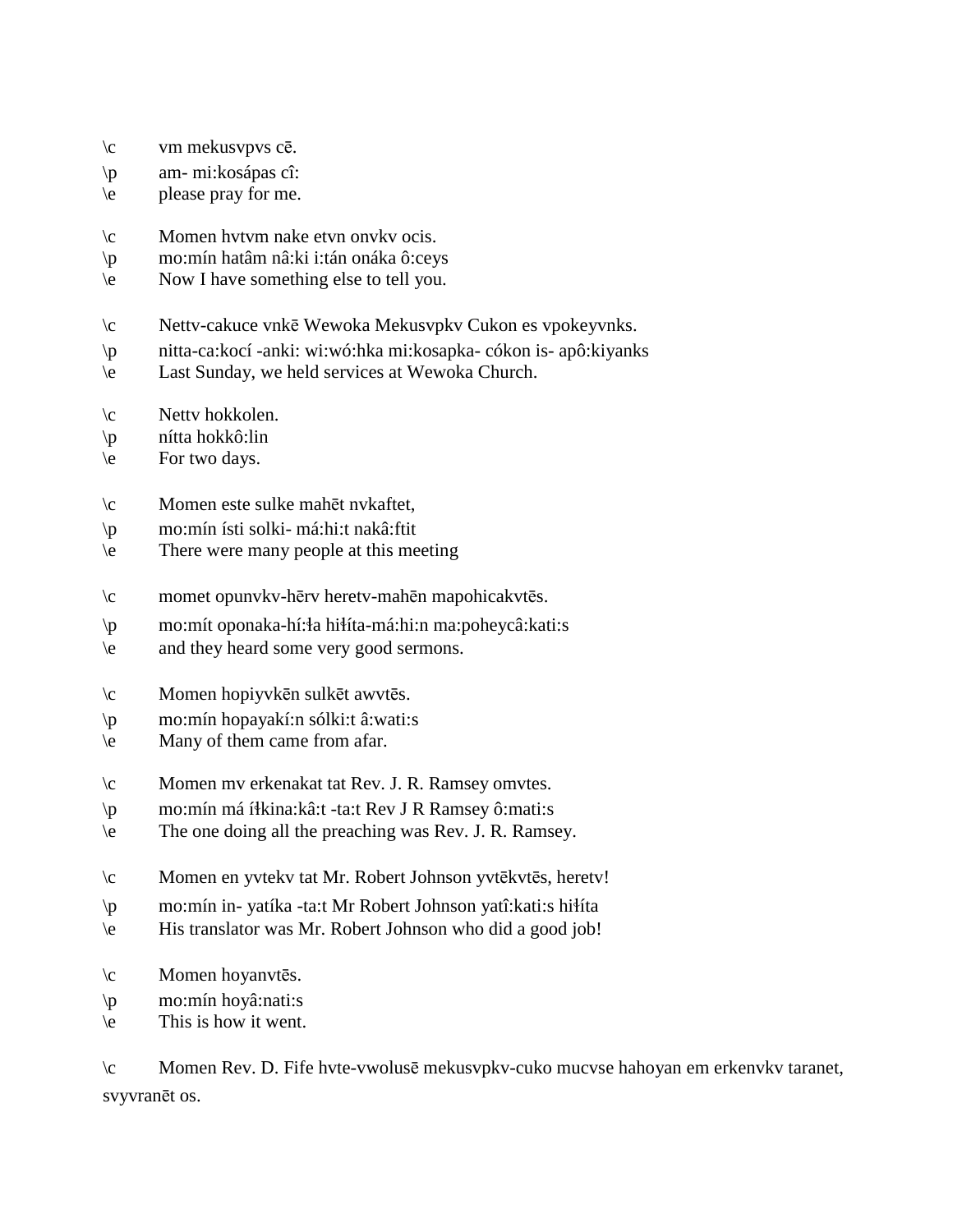\c	vm mekusvpvs cē.
\p	am- mi:kosápas cî:
\e	please pray for me.

\c	Momen hvtvm nake etvn onvkv ocis.
\p	mo:mín hatâm nâ:ki i:tán onáka ô:ceys
\e	Now I have something else to tell you.

\c	Nettv-cakuce vnkē Wewoka Mekusvpkv Cukon es vpokeyvnks.
\p	nitta-ca:kocí -anki: wi:wó:hka mi:kosapka- cókon is- apô:kiyanks
\e	Last Sunday, we held services at Wewoka Church.

\c	Nettv hokkolen.
\p	nítta hokkô:lin
\e	For two days.

\c	Momen este sulke mahēt nvkaftet,
\p	mo:mín ísti solki- má:hi:t nakâ:ftit
\e	There were many people at this meeting

\c	momet opunvkv-hērv heretv-mahēn mapohicakvtēs.
\p	mo:mít oponaka-hí:ła hiɬíta-má:hi:n ma:poheycâ:kati:s
\e	and they heard some very good sermons.

\c	Momen hopiyvkēn sulkēt awvtēs.
\p	mo:mín hopayakí:n sólki:t â:wati:s
\e	Many of them came from afar.

\c	Momen mv erkenakat tat Rev. J. R. Ramsey omvtes.
\p	mo:mín má íɬkina:kâ:t -ta:t Rev J R Ramsey ô:mati:s
\e	The one doing all the preaching was Rev. J. R. Ramsey.

\c	Momen en yvtekv tat Mr. Robert Johnson yvtēkvtēs, heretv!
\p	mo:mín in- yatíka -ta:t Mr Robert Johnson yatî:kati:s hiɬíta
\e	His translator was Mr. Robert Johnson who did a good job!

\c	Momen hoyanvtēs.
\p	mo:mín hoyâ:nati:s
\e	This is how it went.

\c	Momen Rev. D. Fife hvte-vwolusē mekusvpkv-cuko mucvse hahoyan em erkenvkv taranet, svyvranēt os.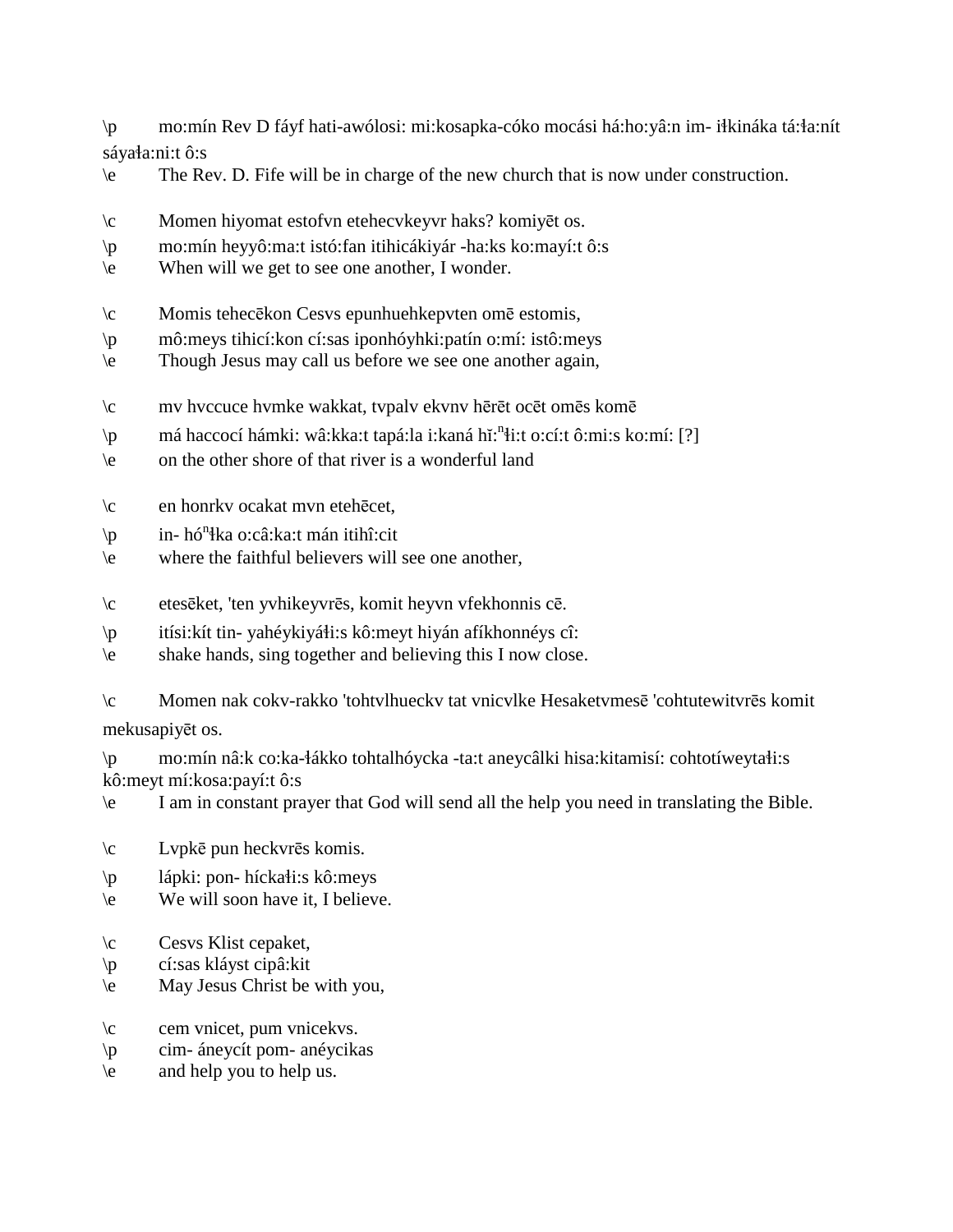\p mo:mín Rev D fáyf hati-awólosi: mi:kosapka-cóko mocási há:ho:yâ:n im- iɬkináka tá:ɬa:nít sáyaɬa:ni:t ô:s
\e The Rev. D. Fife will be in charge of the new church that is now under construction.

\c Momen hiyomat estofvn etehecvkeyvr haks? komiyēt os.
\p mo:mín heyyô:ma:t istó:fan itihicákiyár -ha:ks ko:mayí:t ô:s
\e When will we get to see one another, I wonder.

\c Momis tehecēkon Cesvs epunhuehkepvten omē estomis,
\p mô:meys tihicí:kon cí:sas iponhóyhki:patín o:mí: istô:meys
\e Though Jesus may call us before we see one another again,

\c mv hvccuce hvmke wakkat, tvpalv ekvnv hērēt ocēt omēs komē
\p má haccocí hámki: wâ:kka:t tapá:la i:kaná hĭ:$^{n}$ɬi:t o:cí:t ô:mi:s ko:mí: [?]
\e on the other shore of that river is a wonderful land

\c en honrkv ocakat mvn etehēcet,
\p in- hó$^{n}$ɬka o:câ:ka:t mán itihî:cit
\e where the faithful believers will see one another,

\c etesēket, 'ten yvhikeyvrēs, komit heyvn vfekhonnis cē.
\p itísi:kít tin- yahéykiyáɬi:s kô:meyt hiyán afíkhonnéys cî:
\e shake hands, sing together and believing this I now close.

\c Momen nak cokv-rakko 'tohtvlhueckv tat vnicvlke Hesaketvmesē 'cohtutewitvrēs komit mekusapiyēt os.
\p mo:mín nâ:k co:ka-ɬákko tohtalhóycka -ta:t aneycâlki hisa:kitamisí: cohtotíweytaɬi:s kô:meyt mí:kosa:payí:t ô:s
\e I am in constant prayer that God will send all the help you need in translating the Bible.

\c Lvpkē pun heckvrēs komis.
\p lápki: pon- híckaɬi:s kô:meys
\e We will soon have it, I believe.

\c Cesvs Klist cepaket,
\p cí:sas kláyst cipâ:kit
\e May Jesus Christ be with you,

\c cem vnicet, pum vnicekvs.
\p cim- áneycít pom- anéycikas
\e and help you to help us.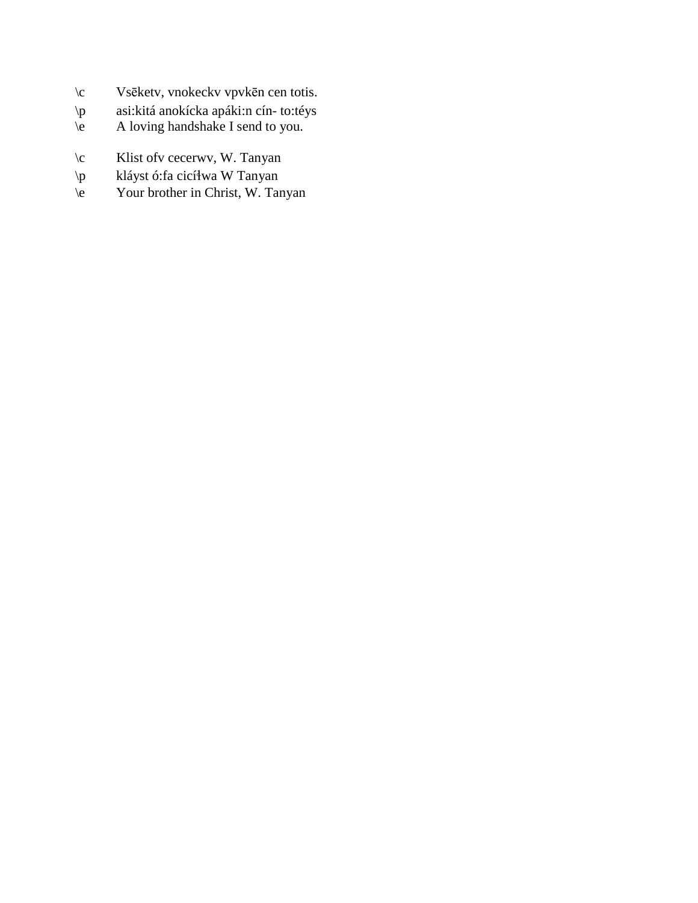\c	Vsēketv, vnokeckv vpvkēn cen totis.
\p	asi:kitá anokícka apáki:n cín- to:téys
\e	A loving handshake I send to you.

\c	Klist ofv cecerwv, W. Tanyan
\p	kláyst ó:fa cicíłwa W Tanyan
\e	Your brother in Christ, W. Tanyan